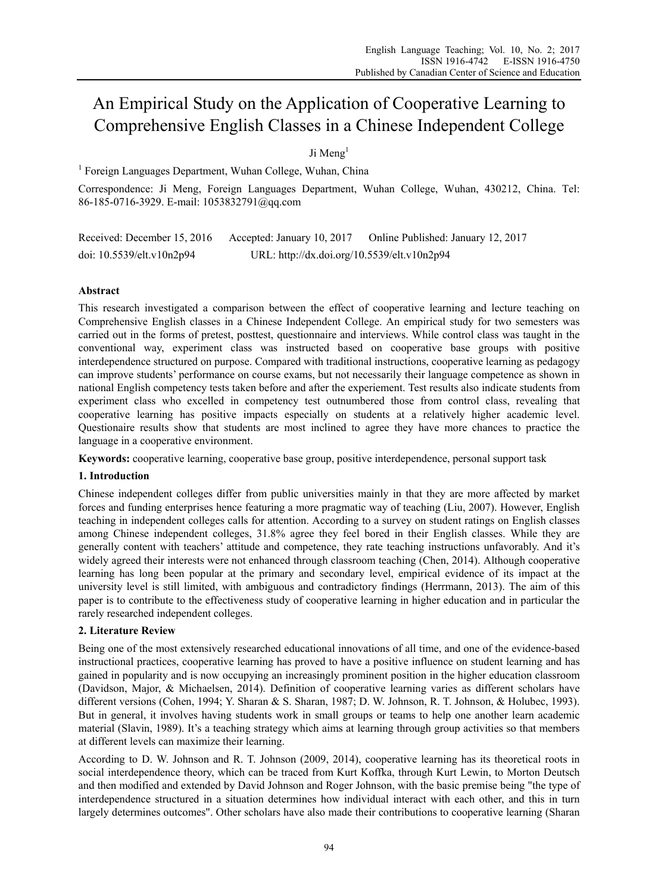# An Empirical Study on the Application of Cooperative Learning to Comprehensive English Classes in a Chinese Independent College

Ji Meng[1]

[1] Foreign Languages Department, Wuhan College, Wuhan, China

Correspondence: Ji Meng, Foreign Languages Department, Wuhan College, Wuhan, 430212, China. Tel: 86-185-0716-3929. E-mail: 1053832791@qq.com

Received: December 15, 2016 Accepted: January 10, 2017 Online Published: January 12, 2017

doi: 10.5539/elt.v10n2p94 URL: http://dx.doi.org/10.5539/elt.v10n2p94

## Abstract

This research investigated a comparison between the effect of cooperative learning and lecture teaching on Comprehensive English classes in a Chinese Independent College. An empirical study for two semesters was carried out in the forms of pretest, posttest, questionnaire and interviews. While control class was taught in the conventional way, experiment class was instructed based on cooperative base groups with positive interdependence structured on purpose. Compared with traditional instructions, cooperative learning as pedagogy can improve students' performance on course exams, but not necessarily their language competence as shown in national English competency tests taken before and after the experiement. Test results also indicate students from experiment class who excelled in competency test outnumbered those from control class, revealing that cooperative learning has positive impacts especially on students at a relatively higher academic level. Questionaire results show that students are most inclined to agree they have more chances to practice the language in a cooperative environment.

**Keywords:** cooperative learning, cooperative base group, positive interdependence, personal support task

## 1. Introduction

Chinese independent colleges differ from public universities mainly in that they are more affected by market forces and funding enterprises hence featuring a more pragmatic way of teaching (Liu, 2007). However, English teaching in independent colleges calls for attention. According to a survey on student ratings on English classes among Chinese independent colleges, 31.8% agree they feel bored in their English classes. While they are generally content with teachers' attitude and competence, they rate teaching instructions unfavorably. And it's widely agreed their interests were not enhanced through classroom teaching (Chen, 2014). Although cooperative learning has long been popular at the primary and secondary level, empirical evidence of its impact at the university level is still limited, with ambiguous and contradictory findings (Herrmann, 2013). The aim of this paper is to contribute to the effectiveness study of cooperative learning in higher education and in particular the rarely researched independent colleges.

## 2. Literature Review

Being one of the most extensively researched educational innovations of all time, and one of the evidence-based instructional practices, cooperative learning has proved to have a positive influence on student learning and has gained in popularity and is now occupying an increasingly prominent position in the higher education classroom (Davidson, Major, & Michaelsen, 2014). Definition of cooperative learning varies as different scholars have different versions (Cohen, 1994; Y. Sharan & S. Sharan, 1987; D. W. Johnson, R. T. Johnson, & Holubec, 1993). But in general, it involves having students work in small groups or teams to help one another learn academic material (Slavin, 1989). It's a teaching strategy which aims at learning through group activities so that members at different levels can maximize their learning.

According to D. W. Johnson and R. T. Johnson (2009, 2014), cooperative learning has its theoretical roots in social interdependence theory, which can be traced from Kurt Koffka, through Kurt Lewin, to Morton Deutsch and then modified and extended by David Johnson and Roger Johnson, with the basic premise being "the type of interdependence structured in a situation determines how individual interact with each other, and this in turn largely determines outcomes". Other scholars have also made their contributions to cooperative learning (Sharan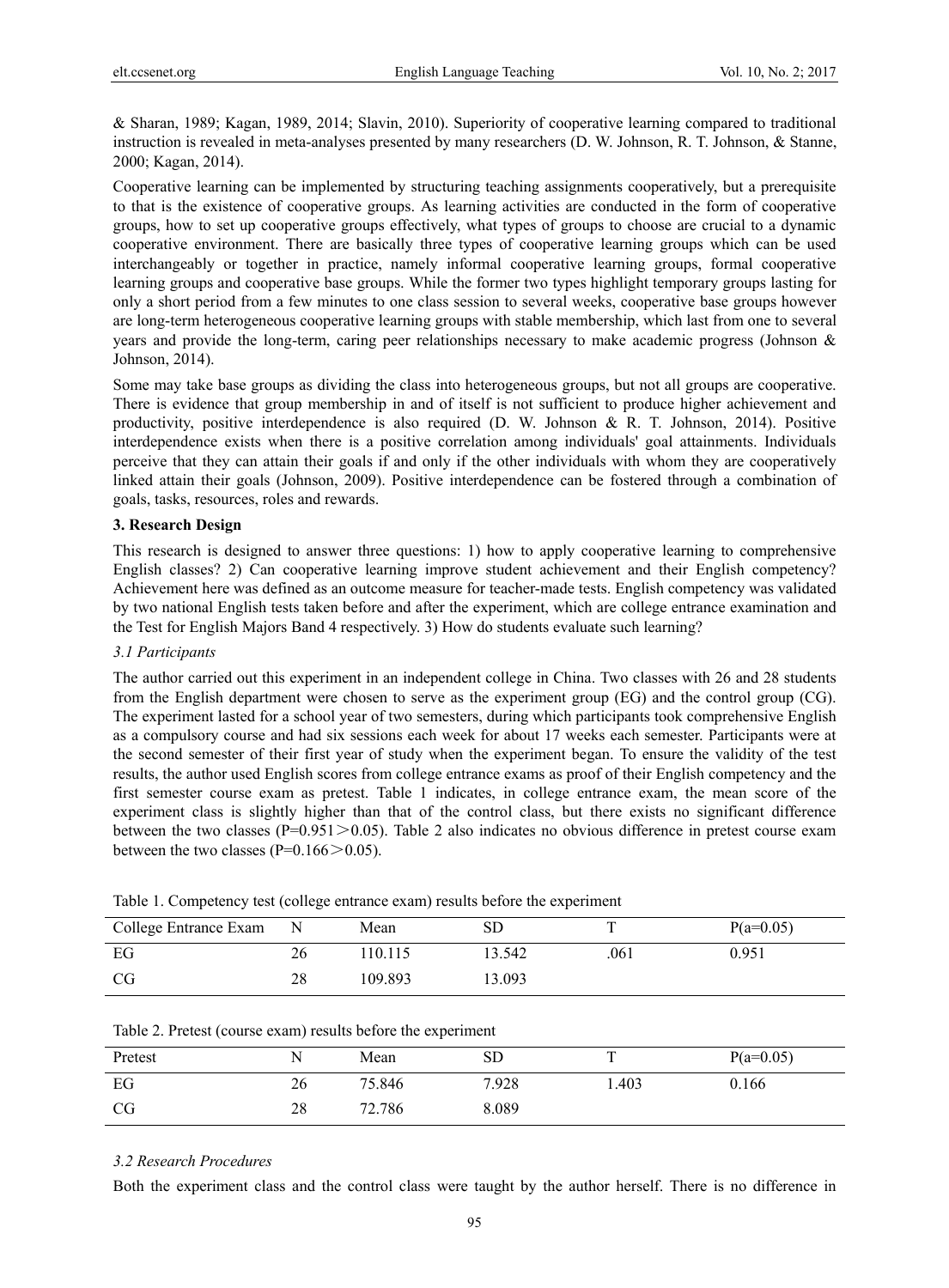& Sharan, 1989; Kagan, 1989, 2014; Slavin, 2010). Superiority of cooperative learning compared to traditional instruction is revealed in meta-analyses presented by many researchers (D. W. Johnson, R. T. Johnson, & Stanne, 2000; Kagan, 2014).

Cooperative learning can be implemented by structuring teaching assignments cooperatively, but a prerequisite to that is the existence of cooperative groups. As learning activities are conducted in the form of cooperative groups, how to set up cooperative groups effectively, what types of groups to choose are crucial to a dynamic cooperative environment. There are basically three types of cooperative learning groups which can be used interchangeably or together in practice, namely informal cooperative learning groups, formal cooperative learning groups and cooperative base groups. While the former two types highlight temporary groups lasting for only a short period from a few minutes to one class session to several weeks, cooperative base groups however are long-term heterogeneous cooperative learning groups with stable membership, which last from one to several years and provide the long-term, caring peer relationships necessary to make academic progress (Johnson & Johnson, 2014).

Some may take base groups as dividing the class into heterogeneous groups, but not all groups are cooperative. There is evidence that group membership in and of itself is not sufficient to produce higher achievement and productivity, positive interdependence is also required (D. W. Johnson & R. T. Johnson, 2014). Positive interdependence exists when there is a positive correlation among individuals' goal attainments. Individuals perceive that they can attain their goals if and only if the other individuals with whom they are cooperatively linked attain their goals (Johnson, 2009). Positive interdependence can be fostered through a combination of goals, tasks, resources, roles and rewards.

## 3. Research Design

This research is designed to answer three questions: 1) how to apply cooperative learning to comprehensive English classes? 2) Can cooperative learning improve student achievement and their English competency? Achievement here was defined as an outcome measure for teacher-made tests. English competency was validated by two national English tests taken before and after the experiment, which are college entrance examination and the Test for English Majors Band 4 respectively. 3) How do students evaluate such learning?

### *3.1 Participants*

The author carried out this experiment in an independent college in China. Two classes with 26 and 28 students from the English department were chosen to serve as the experiment group (EG) and the control group (CG). The experiment lasted for a school year of two semesters, during which participants took comprehensive English as a compulsory course and had six sessions each week for about 17 weeks each semester. Participants were at the second semester of their first year of study when the experiment began. To ensure the validity of the test results, the author used English scores from college entrance exams as proof of their English competency and the first semester course exam as pretest. Table 1 indicates, in college entrance exam, the mean score of the experiment class is slightly higher than that of the control class, but there exists no significant difference between the two classes ($P=0.951>0.05$). Table 2 also indicates no obvious difference in pretest course exam between the two classes ($P=0.166>0.05$).

Table 1. Competency test (college entrance exam) results before the experiment

| College Entrance Exam | N | Mean | SD | T | P(a=0.05) |
|---|---|---|---|---|---|
| EG | 26 | 110.115 | 13.542 | .061 | 0.951 |
| CG | 28 | 109.893 | 13.093 | | |

Table 2. Pretest (course exam) results before the experiment

| Pretest | N | Mean | SD | T | P(a=0.05) |
|---|---|---|---|---|---|
| EG | 26 | 75.846 | 7.928 | 1.403 | 0.166 |
| CG | 28 | 72.786 | 8.089 | | |

### *3.2 Research Procedures*

Both the experiment class and the control class were taught by the author herself. There is no difference in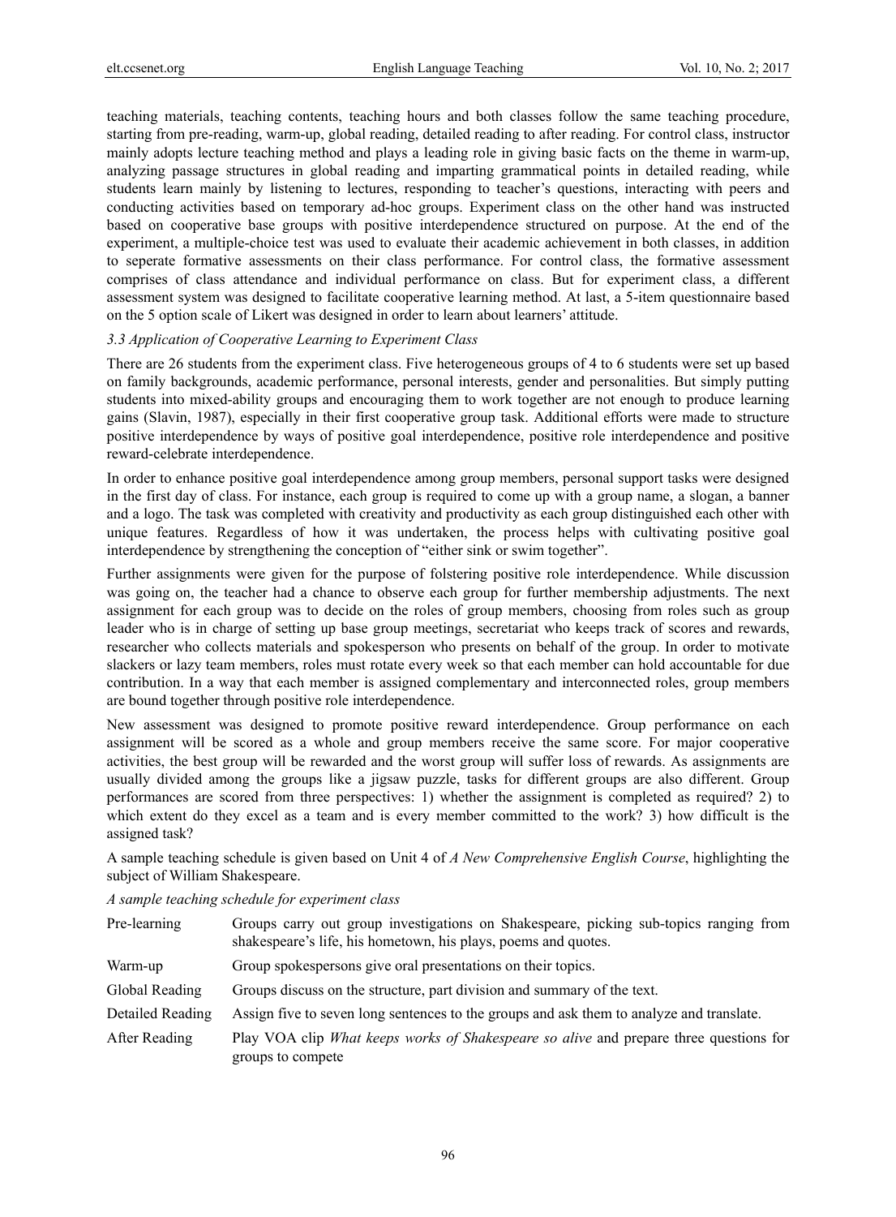teaching materials, teaching contents, teaching hours and both classes follow the same teaching procedure, starting from pre-reading, warm-up, global reading, detailed reading to after reading. For control class, instructor mainly adopts lecture teaching method and plays a leading role in giving basic facts on the theme in warm-up, analyzing passage structures in global reading and imparting grammatical points in detailed reading, while students learn mainly by listening to lectures, responding to teacher's questions, interacting with peers and conducting activities based on temporary ad-hoc groups. Experiment class on the other hand was instructed based on cooperative base groups with positive interdependence structured on purpose. At the end of the experiment, a multiple-choice test was used to evaluate their academic achievement in both classes, in addition to seperate formative assessments on their class performance. For control class, the formative assessment comprises of class attendance and individual performance on class. But for experiment class, a different assessment system was designed to facilitate cooperative learning method. At last, a 5-item questionnaire based on the 5 option scale of Likert was designed in order to learn about learners' attitude.

### *3.3 Application of Cooperative Learning to Experiment Class*

There are 26 students from the experiment class. Five heterogeneous groups of 4 to 6 students were set up based on family backgrounds, academic performance, personal interests, gender and personalities. But simply putting students into mixed-ability groups and encouraging them to work together are not enough to produce learning gains (Slavin, 1987), especially in their first cooperative group task. Additional efforts were made to structure positive interdependence by ways of positive goal interdependence, positive role interdependence and positive reward-celebrate interdependence.

In order to enhance positive goal interdependence among group members, personal support tasks were designed in the first day of class. For instance, each group is required to come up with a group name, a slogan, a banner and a logo. The task was completed with creativity and productivity as each group distinguished each other with unique features. Regardless of how it was undertaken, the process helps with cultivating positive goal interdependence by strengthening the conception of "either sink or swim together".

Further assignments were given for the purpose of folstering positive role interdependence. While discussion was going on, the teacher had a chance to observe each group for further membership adjustments. The next assignment for each group was to decide on the roles of group members, choosing from roles such as group leader who is in charge of setting up base group meetings, secretariat who keeps track of scores and rewards, researcher who collects materials and spokesperson who presents on behalf of the group. In order to motivate slackers or lazy team members, roles must rotate every week so that each member can hold accountable for due contribution. In a way that each member is assigned complementary and interconnected roles, group members are bound together through positive role interdependence.

New assessment was designed to promote positive reward interdependence. Group performance on each assignment will be scored as a whole and group members receive the same score. For major cooperative activities, the best group will be rewarded and the worst group will suffer loss of rewards. As assignments are usually divided among the groups like a jigsaw puzzle, tasks for different groups are also different. Group performances are scored from three perspectives: 1) whether the assignment is completed as required? 2) to which extent do they excel as a team and is every member committed to the work? 3) how difficult is the assigned task?

A sample teaching schedule is given based on Unit 4 of *A New Comprehensive English Course*, highlighting the subject of William Shakespeare.

*A sample teaching schedule for experiment class*

| | |
|---|---|
| Pre-learning | Groups carry out group investigations on Shakespeare, picking sub-topics ranging from shakespeare's life, his hometown, his plays, poems and quotes. |
| Warm-up | Group spokespersons give oral presentations on their topics. |
| Global Reading | Groups discuss on the structure, part division and summary of the text. |
| Detailed Reading | Assign five to seven long sentences to the groups and ask them to analyze and translate. |
| After Reading | Play VOA clip *What keeps works of Shakespeare so alive* and prepare three questions for groups to compete |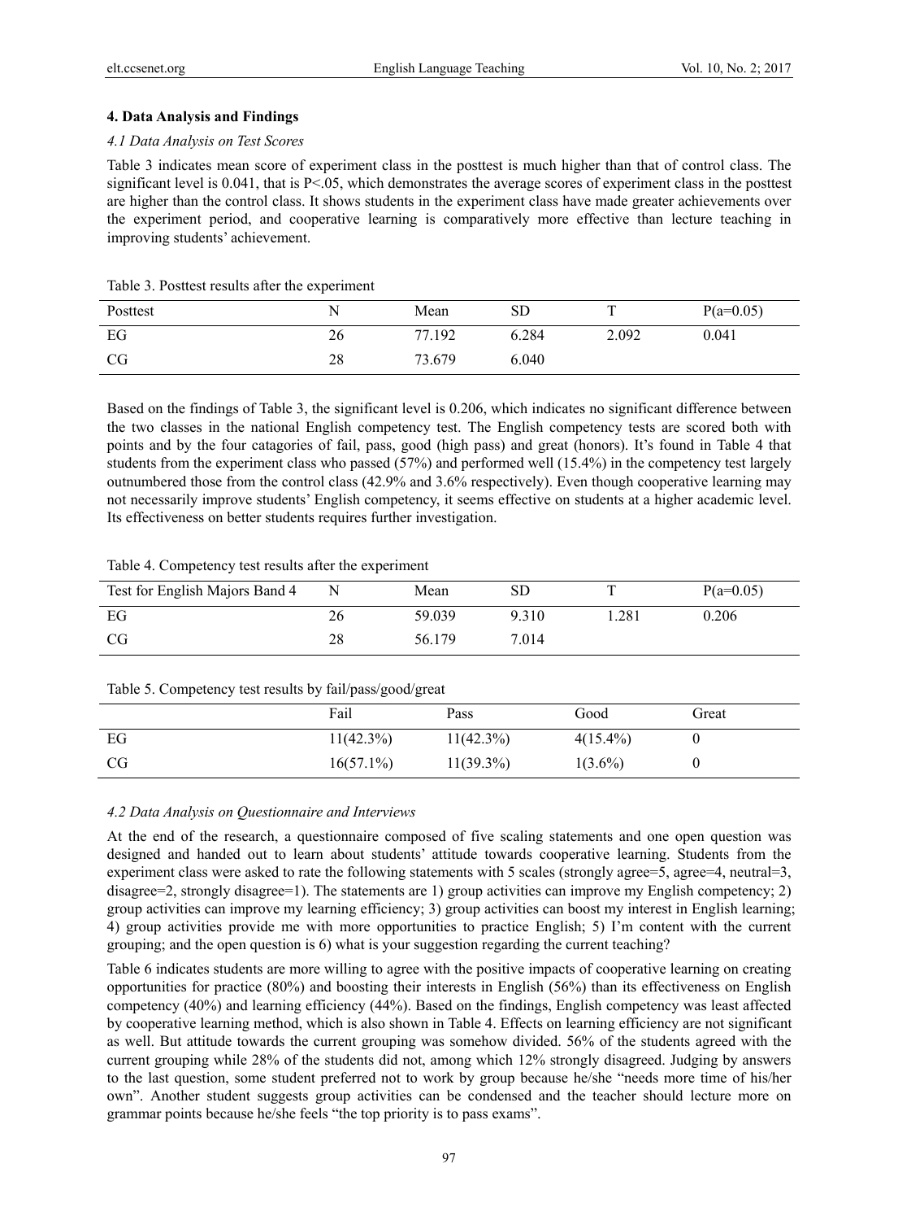## 4. Data Analysis and Findings

### *4.1 Data Analysis on Test Scores*

Table 3 indicates mean score of experiment class in the posttest is much higher than that of control class. The significant level is 0.041, that is P<.05, which demonstrates the average scores of experiment class in the posttest are higher than the control class. It shows students in the experiment class have made greater achievements over the experiment period, and cooperative learning is comparatively more effective than lecture teaching in improving students' achievement.

Table 3. Posttest results after the experiment

| Posttest | N | Mean | SD | T | P(a=0.05) |
|---|---|---|---|---|---|
| EG | 26 | 77.192 | 6.284 | 2.092 | 0.041 |
| CG | 28 | 73.679 | 6.040 | | |

Based on the findings of Table 3, the significant level is 0.206, which indicates no significant difference between the two classes in the national English competency test. The English competency tests are scored both with points and by the four catagories of fail, pass, good (high pass) and great (honors). It's found in Table 4 that students from the experiment class who passed (57%) and performed well (15.4%) in the competency test largely outnumbered those from the control class (42.9% and 3.6% respectively). Even though cooperative learning may not necessarily improve students' English competency, it seems effective on students at a higher academic level. Its effectiveness on better students requires further investigation.

Table 4. Competency test results after the experiment

| Test for English Majors Band 4 | N | Mean | SD | T | P(a=0.05) |
|---|---|---|---|---|---|
| EG | 26 | 59.039 | 9.310 | 1.281 | 0.206 |
| CG | 28 | 56.179 | 7.014 | | |

Table 5. Competency test results by fail/pass/good/great

| | Fail | Pass | Good | Great |
|---|---|---|---|---|
| EG | 11(42.3%) | 11(42.3%) | 4(15.4%) | 0 |
| CG | 16(57.1%) | 11(39.3%) | 1(3.6%) | 0 |

### *4.2 Data Analysis on Questionnaire and Interviews*

At the end of the research, a questionnaire composed of five scaling statements and one open question was designed and handed out to learn about students' attitude towards cooperative learning. Students from the experiment class were asked to rate the following statements with 5 scales (strongly agree=5, agree=4, neutral=3, disagree=2, strongly disagree=1). The statements are 1) group activities can improve my English competency; 2) group activities can improve my learning efficiency; 3) group activities can boost my interest in English learning; 4) group activities provide me with more opportunities to practice English; 5) I'm content with the current grouping; and the open question is 6) what is your suggestion regarding the current teaching?

Table 6 indicates students are more willing to agree with the positive impacts of cooperative learning on creating opportunities for practice (80%) and boosting their interests in English (56%) than its effectiveness on English competency (40%) and learning efficiency (44%). Based on the findings, English competency was least affected by cooperative learning method, which is also shown in Table 4. Effects on learning efficiency are not significant as well. But attitude towards the current grouping was somehow divided. 56% of the students agreed with the current grouping while 28% of the students did not, among which 12% strongly disagreed. Judging by answers to the last question, some student preferred not to work by group because he/she "needs more time of his/her own". Another student suggests group activities can be condensed and the teacher should lecture more on grammar points because he/she feels "the top priority is to pass exams".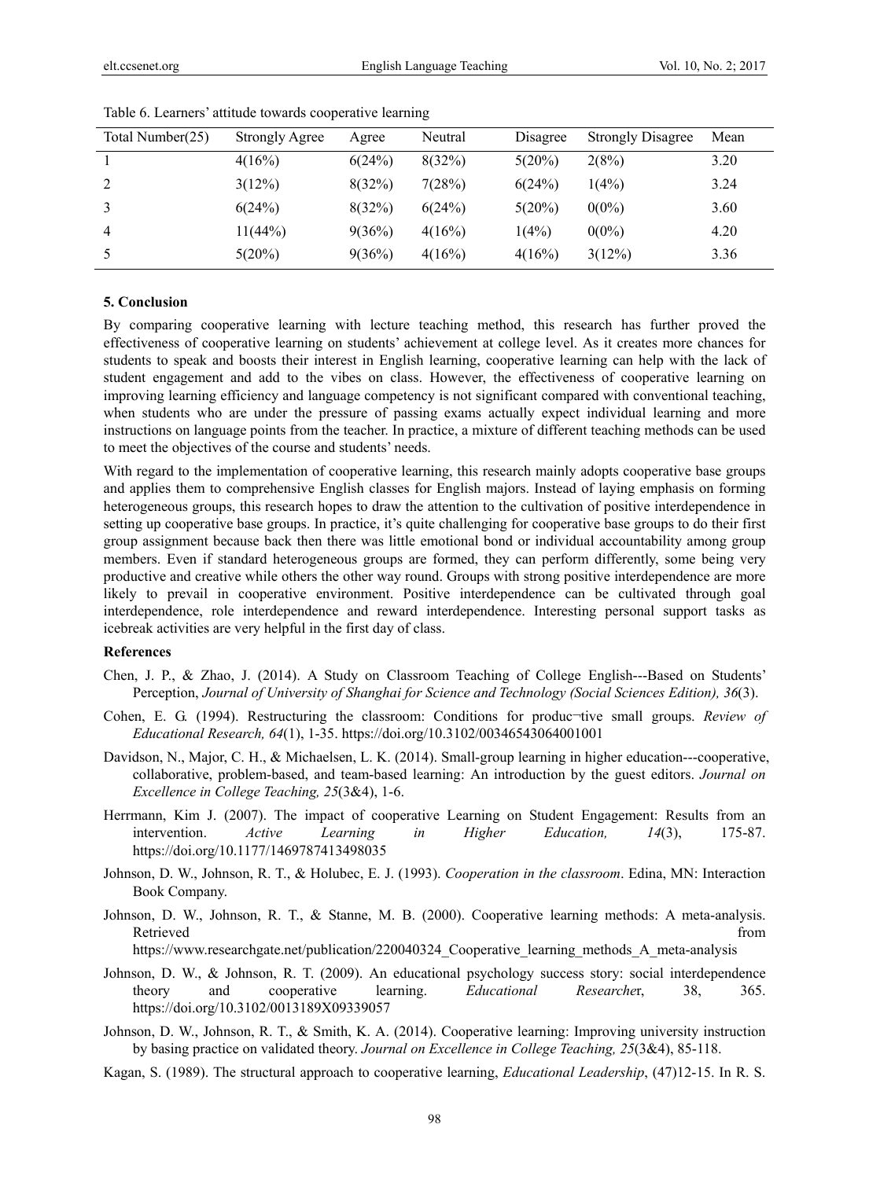Table 6. Learners' attitude towards cooperative learning

| Total Number(25) | Strongly Agree | Agree | Neutral | Disagree | Strongly Disagree | Mean |
|---|---|---|---|---|---|---|
| 1 | 4(16%) | 6(24%) | 8(32%) | 5(20%) | 2(8%) | 3.20 |
| 2 | 3(12%) | 8(32%) | 7(28%) | 6(24%) | 1(4%) | 3.24 |
| 3 | 6(24%) | 8(32%) | 6(24%) | 5(20%) | 0(0%) | 3.60 |
| 4 | 11(44%) | 9(36%) | 4(16%) | 1(4%) | 0(0%) | 4.20 |
| 5 | 5(20%) | 9(36%) | 4(16%) | 4(16%) | 3(12%) | 3.36 |

## 5. Conclusion

By comparing cooperative learning with lecture teaching method, this research has further proved the effectiveness of cooperative learning on students' achievement at college level. As it creates more chances for students to speak and boosts their interest in English learning, cooperative learning can help with the lack of student engagement and add to the vibes on class. However, the effectiveness of cooperative learning on improving learning efficiency and language competency is not significant compared with conventional teaching, when students who are under the pressure of passing exams actually expect individual learning and more instructions on language points from the teacher. In practice, a mixture of different teaching methods can be used to meet the objectives of the course and students' needs.

With regard to the implementation of cooperative learning, this research mainly adopts cooperative base groups and applies them to comprehensive English classes for English majors. Instead of laying emphasis on forming heterogeneous groups, this research hopes to draw the attention to the cultivation of positive interdependence in setting up cooperative base groups. In practice, it's quite challenging for cooperative base groups to do their first group assignment because back then there was little emotional bond or individual accountability among group members. Even if standard heterogeneous groups are formed, they can perform differently, some being very productive and creative while others the other way round. Groups with strong positive interdependence are more likely to prevail in cooperative environment. Positive interdependence can be cultivated through goal interdependence, role interdependence and reward interdependence. Interesting personal support tasks as icebreak activities are very helpful in the first day of class.

## References

Chen, J. P., & Zhao, J. (2014). A Study on Classroom Teaching of College English---Based on Students' Perception, *Journal of University of Shanghai for Science and Technology (Social Sciences Edition), 36*(3).

Cohen, E. G. (1994). Restructuring the classroom: Conditions for produc¬tive small groups. *Review of Educational Research, 64*(1), 1-35. https://doi.org/10.3102/00346543064001001

Davidson, N., Major, C. H., & Michaelsen, L. K. (2014). Small-group learning in higher education---cooperative, collaborative, problem-based, and team-based learning: An introduction by the guest editors. *Journal on Excellence in College Teaching, 25*(3&4), 1-6.

Herrmann, Kim J. (2007). The impact of cooperative Learning on Student Engagement: Results from an intervention. *Active Learning in Higher Education, 14*(3), 175-87. https://doi.org/10.1177/1469787413498035

Johnson, D. W., Johnson, R. T., & Holubec, E. J. (1993). *Cooperation in the classroom*. Edina, MN: Interaction Book Company.

Johnson, D. W., Johnson, R. T., & Stanne, M. B. (2000). Cooperative learning methods: A meta-analysis. Retrieved from https://www.researchgate.net/publication/220040324_Cooperative_learning_methods_A_meta-analysis

Johnson, D. W., & Johnson, R. T. (2009). An educational psychology success story: social interdependence theory and cooperative learning. *Educational Researcher*, 38, 365. https://doi.org/10.3102/0013189X09339057

Johnson, D. W., Johnson, R. T., & Smith, K. A. (2014). Cooperative learning: Improving university instruction by basing practice on validated theory. *Journal on Excellence in College Teaching, 25*(3&4), 85-118.

Kagan, S. (1989). The structural approach to cooperative learning, *Educational Leadership*, (47)12-15. In R. S.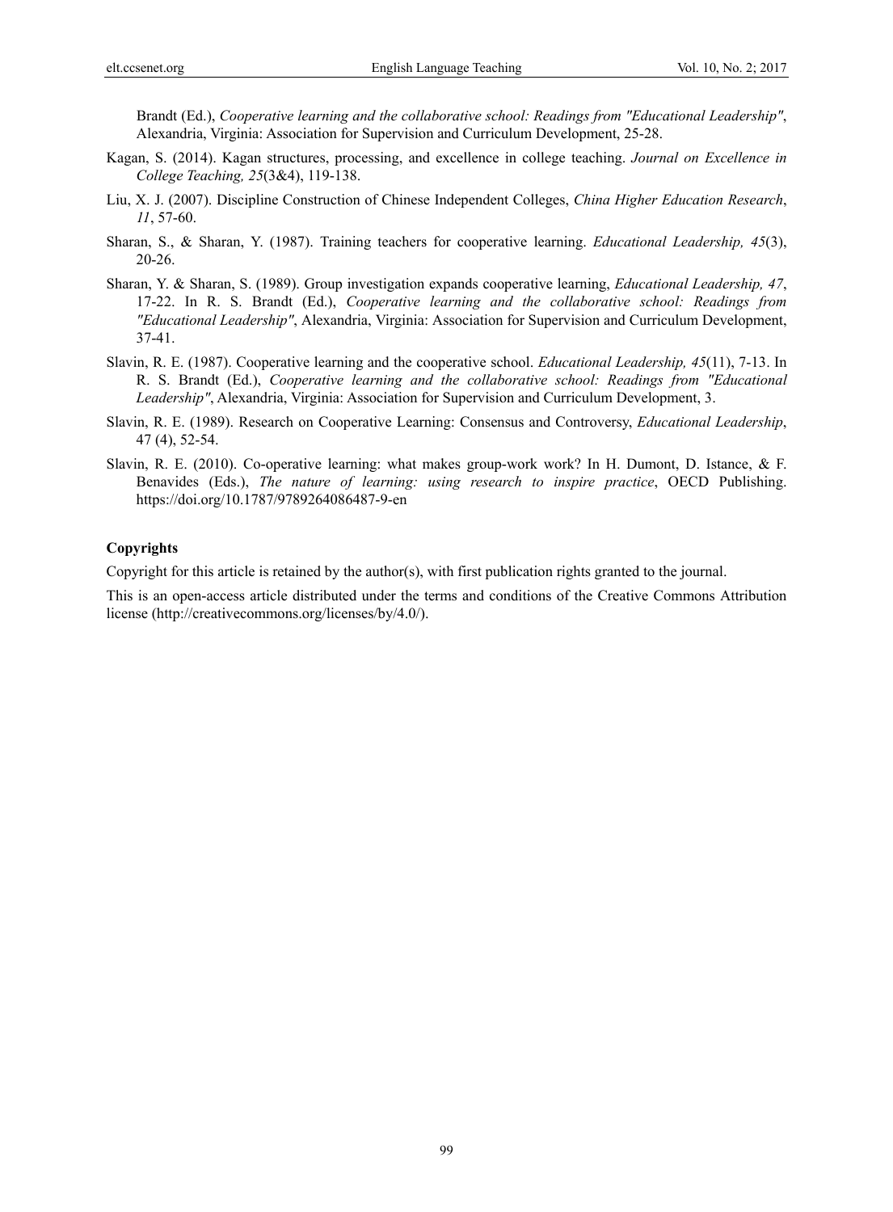Brandt (Ed.), *Cooperative learning and the collaborative school: Readings from "Educational Leadership"*, Alexandria, Virginia: Association for Supervision and Curriculum Development, 25-28.

Kagan, S. (2014). Kagan structures, processing, and excellence in college teaching. *Journal on Excellence in College Teaching, 25*(3&4), 119-138.

Liu, X. J. (2007). Discipline Construction of Chinese Independent Colleges, *China Higher Education Research*, *11*, 57-60.

Sharan, S., & Sharan, Y. (1987). Training teachers for cooperative learning. *Educational Leadership, 45*(3), 20-26.

Sharan, Y. & Sharan, S. (1989). Group investigation expands cooperative learning, *Educational Leadership, 47*, 17-22. In R. S. Brandt (Ed.), *Cooperative learning and the collaborative school: Readings from "Educational Leadership"*, Alexandria, Virginia: Association for Supervision and Curriculum Development, 37-41.

Slavin, R. E. (1987). Cooperative learning and the cooperative school. *Educational Leadership, 45*(11), 7-13. In R. S. Brandt (Ed.), *Cooperative learning and the collaborative school: Readings from "Educational Leadership"*, Alexandria, Virginia: Association for Supervision and Curriculum Development, 3.

Slavin, R. E. (1989). Research on Cooperative Learning: Consensus and Controversy, *Educational Leadership*, 47 (4), 52-54.

Slavin, R. E. (2010). Co-operative learning: what makes group-work work? In H. Dumont, D. Istance, & F. Benavides (Eds.), *The nature of learning: using research to inspire practice*, OECD Publishing. https://doi.org/10.1787/9789264086487-9-en

**Copyrights**

Copyright for this article is retained by the author(s), with first publication rights granted to the journal.

This is an open-access article distributed under the terms and conditions of the Creative Commons Attribution license (http://creativecommons.org/licenses/by/4.0/).